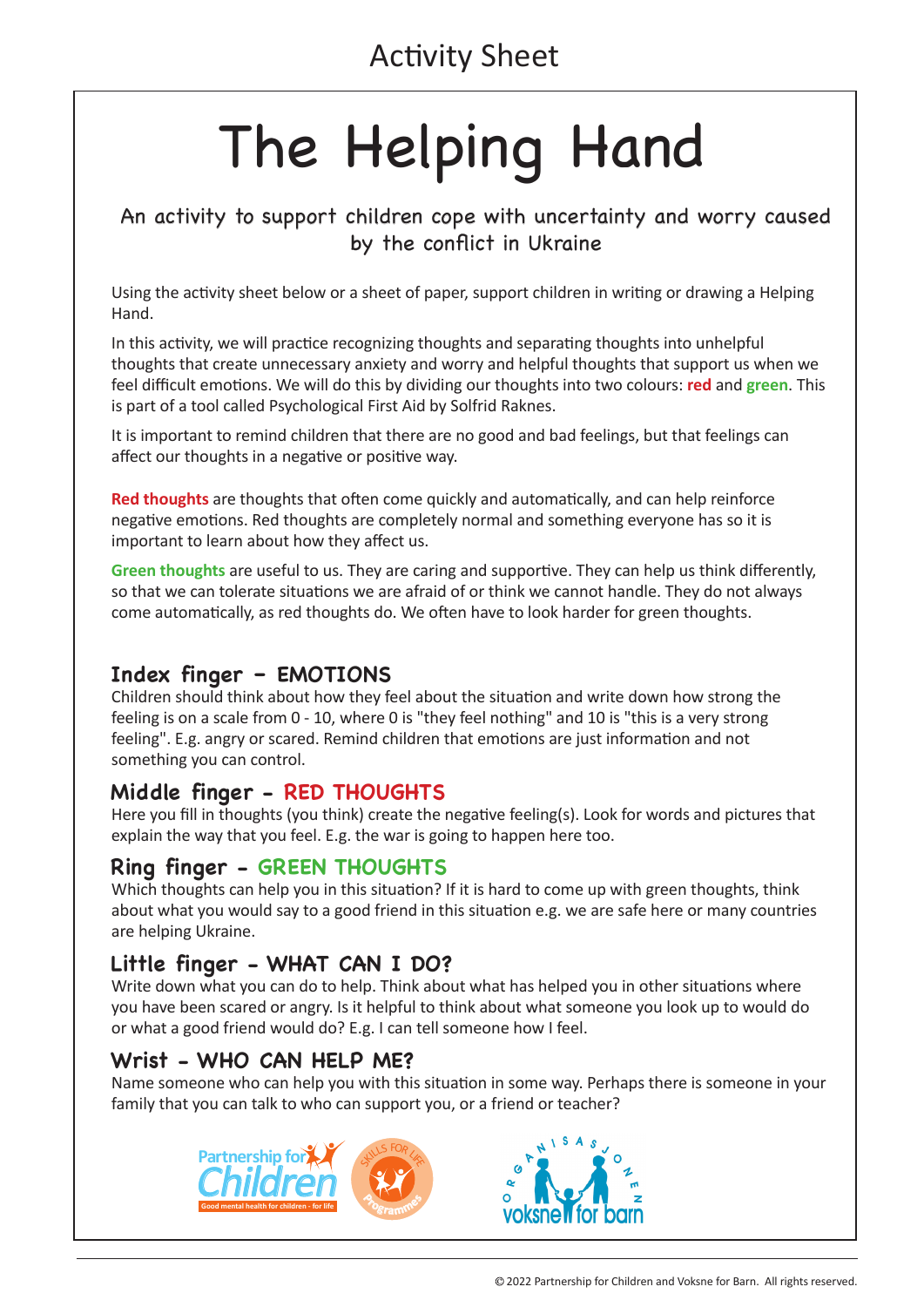Activity Sheet

# The Helping Hand

## An activity to support children cope with uncertainty and worry caused by the conflict in Ukraine

Using the activity sheet below or a sheet of paper, support children in writing or drawing a Helping Hand.

In this activity, we will practice recognizing thoughts and separating thoughts into unhelpful thoughts that create unnecessary anxiety and worry and helpful thoughts that support us when we feel difficult emotions. We will do this by dividing our thoughts into two colours: **red** and **green**. This is part of a tool called Psychological First Aid by Solfrid Raknes.

It is important to remind children that there are no good and bad feelings, but that feelings can affect our thoughts in a negative or positive way.

**Red thoughts** are thoughts that often come quickly and automatically, and can help reinforce negative emotions. Red thoughts are completely normal and something everyone has so it is important to learn about how they affect us.

**Green thoughts** are useful to us. They are caring and supportive. They can help us think differently, so that we can tolerate situations we are afraid of or think we cannot handle. They do not always come automatically, as red thoughts do. We often have to look harder for green thoughts.

### Index finger - EMOTIONS

Children should think about how they feel about the situation and write down how strong the feeling is on a scale from 0 - 10, where 0 is "they feel nothing" and 10 is "this is a very strong feeling". E.g. angry or scared. Remind children that emotions are just information and not something you can control.

### Middle finger - RED THOUGHTS

Here you fill in thoughts (you think) create the negative feeling(s). Look for words and pictures that explain the way that you feel. E.g. the war is going to happen here too.

### Ring finger - GREEN THOUGHTS

Which thoughts can help you in this situation? If it is hard to come up with green thoughts, think about what you would say to a good friend in this situation e.g. we are safe here or many countries are helping Ukraine.

### Little finger - WHAT CAN I DO?

Write down what you can do to help. Think about what has helped you in other situations where you have been scared or angry. Is it helpful to think about what someone you look up to would do or what a good friend would do? E.g. I can tell someone how I feel.

### Wrist - WHO CAN HELP ME?

Name someone who can help you with this situation in some way. Perhaps there is someone in your family that you can talk to who can support you, or a friend or teacher?

Partnership for Children — Good mental health for children - for life — Skills for Life Programmes

Organisasjonen voksne for barn

© 2022 Partnership for Children and Voksne for Barn. All rights reserved.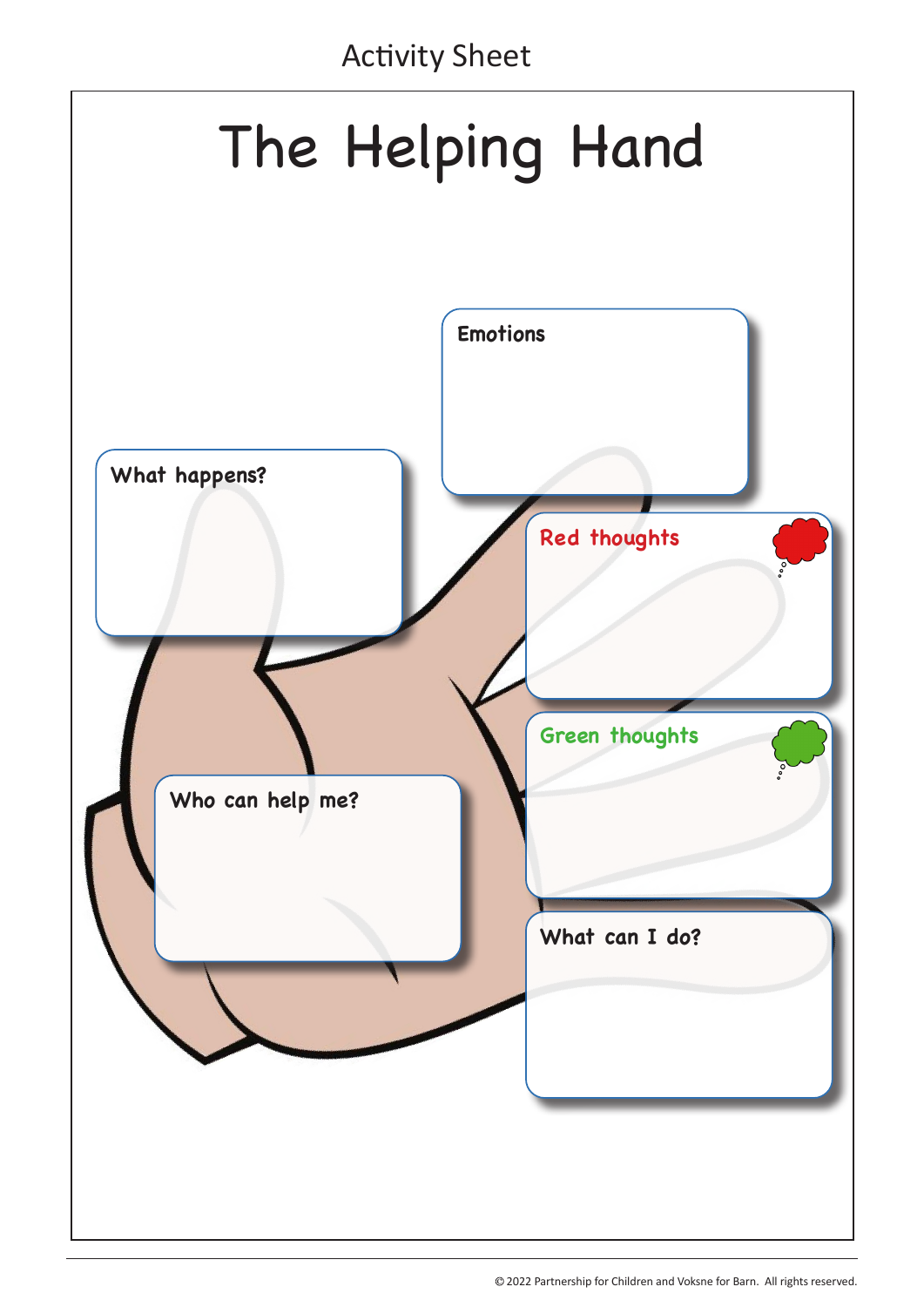Activity Sheet

# The Helping Hand

**What happens?**

**Emotions**

**Red thoughts**

**Green thoughts**

**Who can help me?**

**What can I do?**

© 2022 Partnership for Children and Voksne for Barn. All rights reserved.